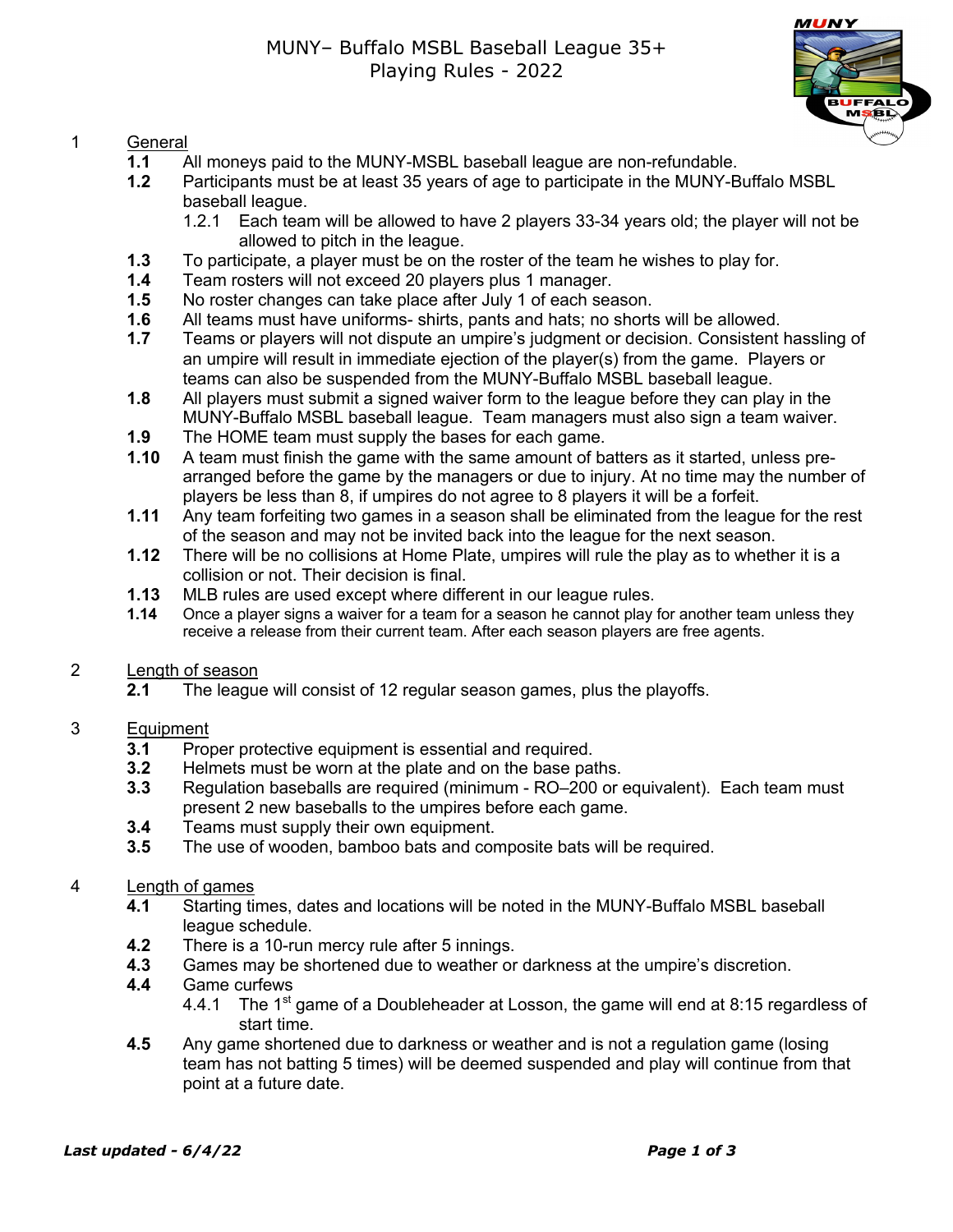# MUNY– Buffalo MSBL Baseball League 35+
# Playing Rules - 2022

## 1 General

**1.1** All moneys paid to the MUNY-MSBL baseball league are non-refundable.

**1.2** Participants must be at least 35 years of age to participate in the MUNY-Buffalo MSBL baseball league.

- 1.2.1 Each team will be allowed to have 2 players 33-34 years old; the player will not be allowed to pitch in the league.

**1.3** To participate, a player must be on the roster of the team he wishes to play for.

**1.4** Team rosters will not exceed 20 players plus 1 manager.

**1.5** No roster changes can take place after July 1 of each season.

**1.6** All teams must have uniforms- shirts, pants and hats; no shorts will be allowed.

**1.7** Teams or players will not dispute an umpire's judgment or decision. Consistent hassling of an umpire will result in immediate ejection of the player(s) from the game. Players or teams can also be suspended from the MUNY-Buffalo MSBL baseball league.

**1.8** All players must submit a signed waiver form to the league before they can play in the MUNY-Buffalo MSBL baseball league. Team managers must also sign a team waiver.

**1.9** The HOME team must supply the bases for each game.

**1.10** A team must finish the game with the same amount of batters as it started, unless pre-arranged before the game by the managers or due to injury. At no time may the number of players be less than 8, if umpires do not agree to 8 players it will be a forfeit.

**1.11** Any team forfeiting two games in a season shall be eliminated from the league for the rest of the season and may not be invited back into the league for the next season.

**1.12** There will be no collisions at Home Plate, umpires will rule the play as to whether it is a collision or not. Their decision is final.

**1.13** MLB rules are used except where different in our league rules.

**1.14** Once a player signs a waiver for a team for a season he cannot play for another team unless they receive a release from their current team. After each season players are free agents.

## 2 Length of season

**2.1** The league will consist of 12 regular season games, plus the playoffs.

## 3 Equipment

**3.1** Proper protective equipment is essential and required.

**3.2** Helmets must be worn at the plate and on the base paths.

**3.3** Regulation baseballs are required (minimum - RO–200 or equivalent). Each team must present 2 new baseballs to the umpires before each game.

**3.4** Teams must supply their own equipment.

**3.5** The use of wooden, bamboo bats and composite bats will be required.

## 4 Length of games

**4.1** Starting times, dates and locations will be noted in the MUNY-Buffalo MSBL baseball league schedule.

**4.2** There is a 10-run mercy rule after 5 innings.

**4.3** Games may be shortened due to weather or darkness at the umpire's discretion.

**4.4** Game curfews

- 4.4.1 The 1st game of a Doubleheader at Losson, the game will end at 8:15 regardless of start time.

**4.5** Any game shortened due to darkness or weather and is not a regulation game (losing team has not batting 5 times) will be deemed suspended and play will continue from that point at a future date.

*Last updated - 6/4/22*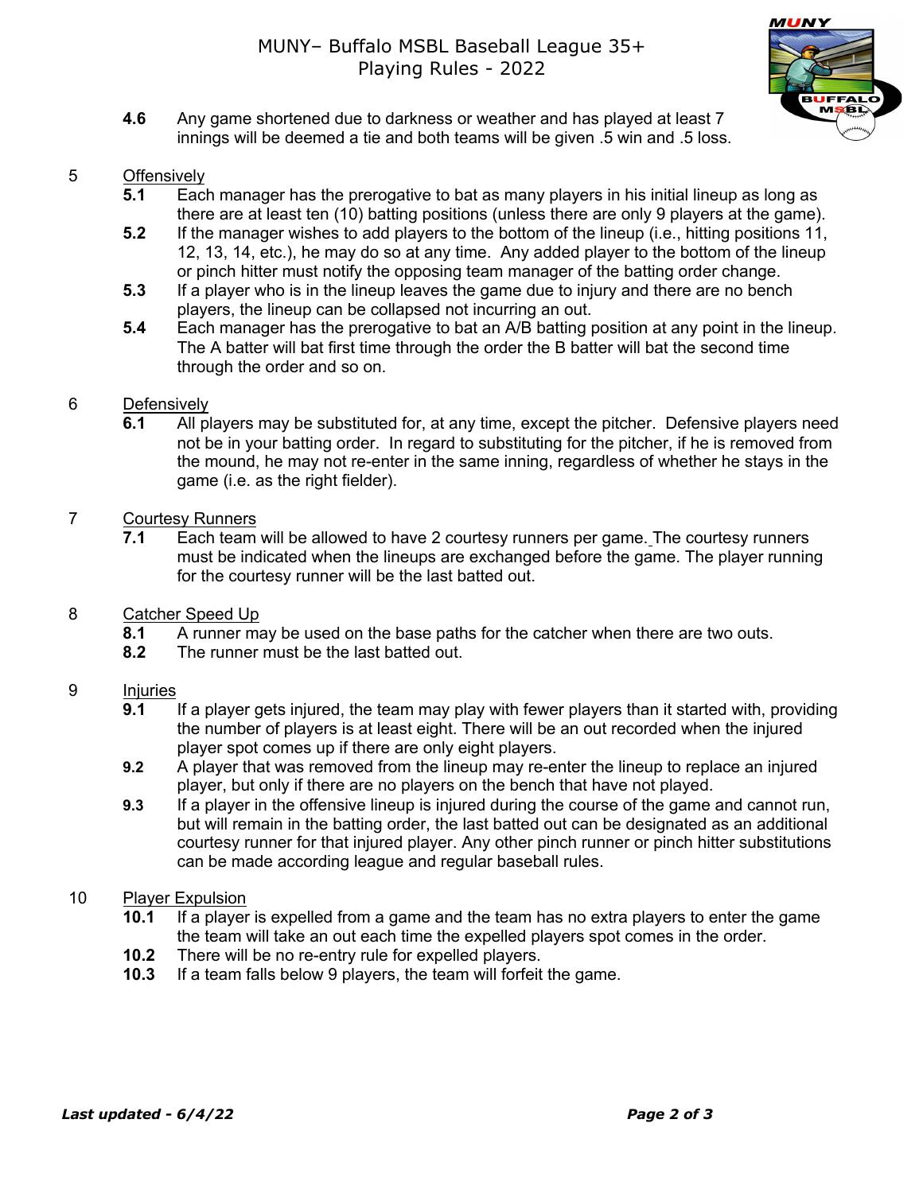**4.6** Any game shortened due to darkness or weather and has played at least 7 innings will be deemed a tie and both teams will be given .5 win and .5 loss.

## 5 Offensively

**5.1** Each manager has the prerogative to bat as many players in his initial lineup as long as there are at least ten (10) batting positions (unless there are only 9 players at the game).

**5.2** If the manager wishes to add players to the bottom of the lineup (i.e., hitting positions 11, 12, 13, 14, etc.), he may do so at any time. Any added player to the bottom of the lineup or pinch hitter must notify the opposing team manager of the batting order change.

**5.3** If a player who is in the lineup leaves the game due to injury and there are no bench players, the lineup can be collapsed not incurring an out.

**5.4** Each manager has the prerogative to bat an A/B batting position at any point in the lineup. The A batter will bat first time through the order the B batter will bat the second time through the order and so on.

## 6 Defensively

**6.1** All players may be substituted for, at any time, except the pitcher. Defensive players need not be in your batting order. In regard to substituting for the pitcher, if he is removed from the mound, he may not re-enter in the same inning, regardless of whether he stays in the game (i.e. as the right fielder).

## 7 Courtesy Runners

**7.1** Each team will be allowed to have 2 courtesy runners per game. The courtesy runners must be indicated when the lineups are exchanged before the game. The player running for the courtesy runner will be the last batted out.

## 8 Catcher Speed Up

**8.1** A runner may be used on the base paths for the catcher when there are two outs.

**8.2** The runner must be the last batted out.

## 9 Injuries

**9.1** If a player gets injured, the team may play with fewer players than it started with, providing the number of players is at least eight. There will be an out recorded when the injured player spot comes up if there are only eight players.

**9.2** A player that was removed from the lineup may re-enter the lineup to replace an injured player, but only if there are no players on the bench that have not played.

**9.3** If a player in the offensive lineup is injured during the course of the game and cannot run, but will remain in the batting order, the last batted out can be designated as an additional courtesy runner for that injured player. Any other pinch runner or pinch hitter substitutions can be made according league and regular baseball rules.

## 10 Player Expulsion

**10.1** If a player is expelled from a game and the team has no extra players to enter the game the team will take an out each time the expelled players spot comes in the order.

**10.2** There will be no re-entry rule for expelled players.

**10.3** If a team falls below 9 players, the team will forfeit the game.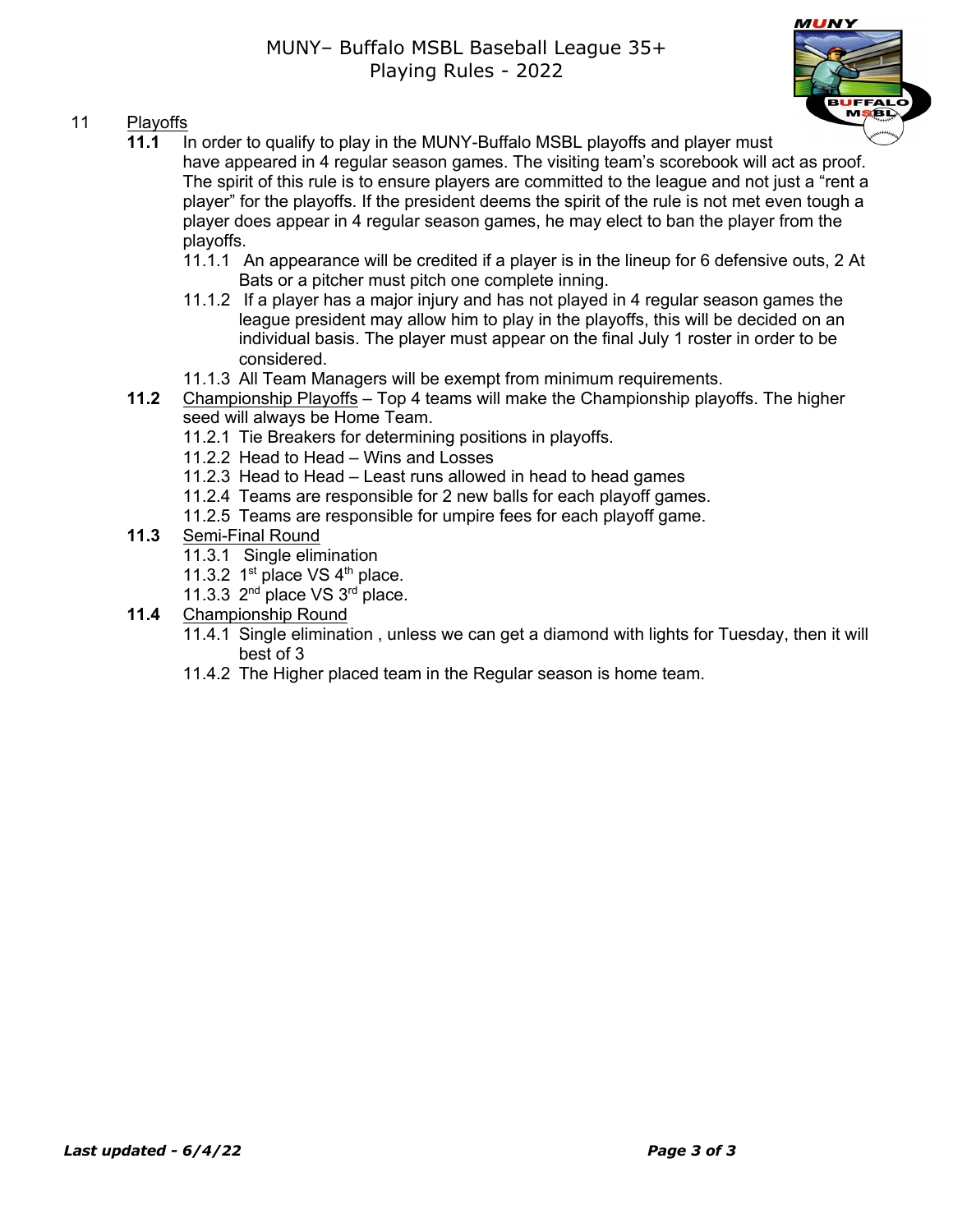## 11 Playoffs

**11.1** In order to qualify to play in the MUNY-Buffalo MSBL playoffs and player must have appeared in 4 regular season games. The visiting team's scorebook will act as proof. The spirit of this rule is to ensure players are committed to the league and not just a "rent a player" for the playoffs. If the president deems the spirit of the rule is not met even tough a player does appear in 4 regular season games, he may elect to ban the player from the playoffs.

- 11.1.1 An appearance will be credited if a player is in the lineup for 6 defensive outs, 2 At Bats or a pitcher must pitch one complete inning.
- 11.1.2 If a player has a major injury and has not played in 4 regular season games the league president may allow him to play in the playoffs, this will be decided on an individual basis. The player must appear on the final July 1 roster in order to be considered.
- 11.1.3 All Team Managers will be exempt from minimum requirements.

**11.2** Championship Playoffs – Top 4 teams will make the Championship playoffs. The higher seed will always be Home Team.

- 11.2.1 Tie Breakers for determining positions in playoffs.
- 11.2.2 Head to Head – Wins and Losses
- 11.2.3 Head to Head – Least runs allowed in head to head games
- 11.2.4 Teams are responsible for 2 new balls for each playoff games.
- 11.2.5 Teams are responsible for umpire fees for each playoff game.

**11.3** Semi-Final Round

- 11.3.1 Single elimination
- 11.3.2 1st place VS 4th place.
- 11.3.3 2nd place VS 3rd place.

**11.4** Championship Round

- 11.4.1 Single elimination , unless we can get a diamond with lights for Tuesday, then it will best of 3
- 11.4.2 The Higher placed team in the Regular season is home team.

*Last updated - 6/4/22*